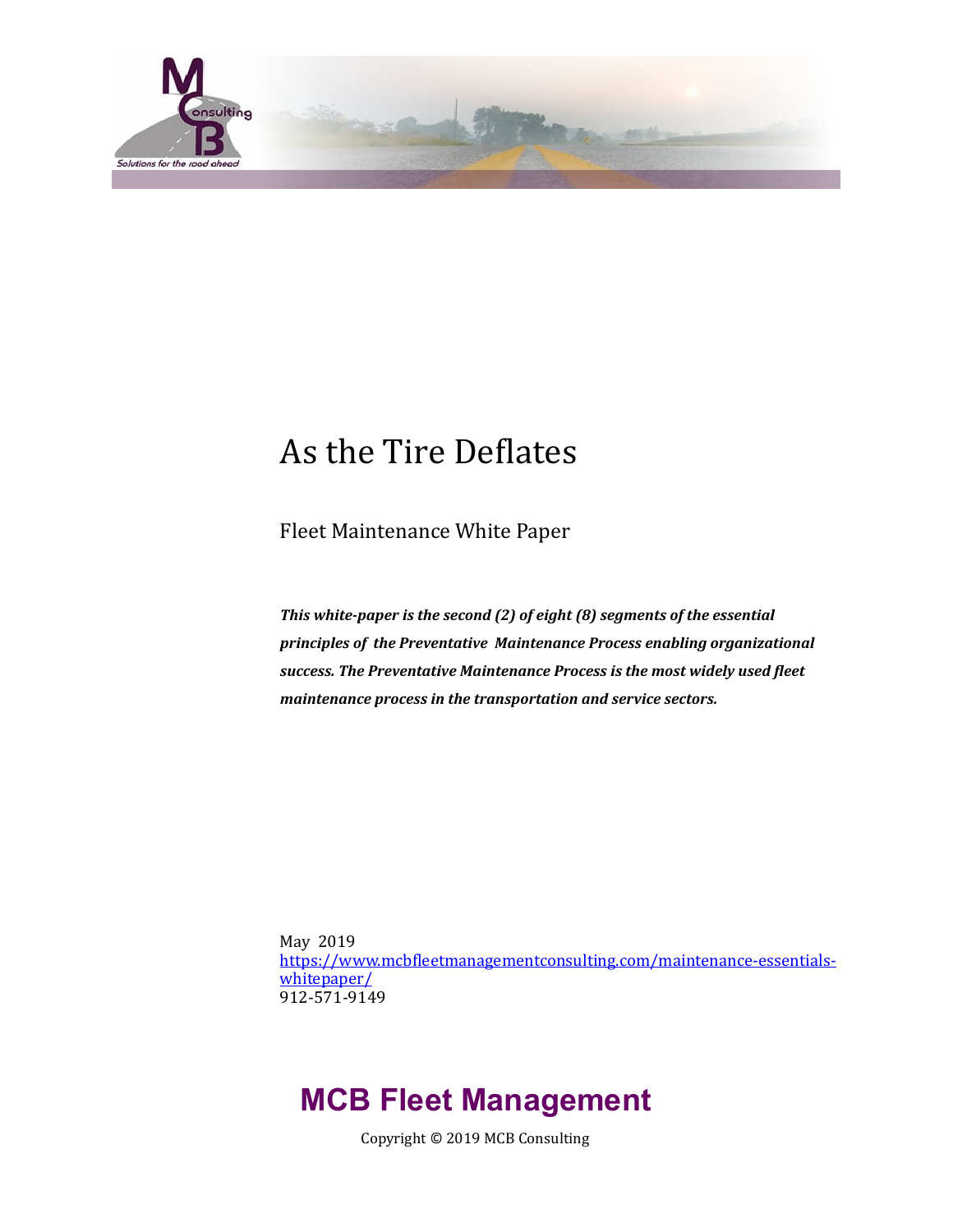# As the Tire Deflates

Fleet Maintenance White Paper

***This white-paper is the second (2) of eight (8) segments of the essential principles of the Preventative Maintenance Process enabling organizational success. The Preventative Maintenance Process is the most widely used fleet maintenance process in the transportation and service sectors.***

May 2019
[https://www.mcbfleetmanagementconsulting.com/maintenance-essentials-whitepaper/](https://www.mcbfleetmanagementconsulting.com/maintenance-essentials-whitepaper/)
912-571-9149

## MCB Fleet Management

Copyright © 2019 MCB Consulting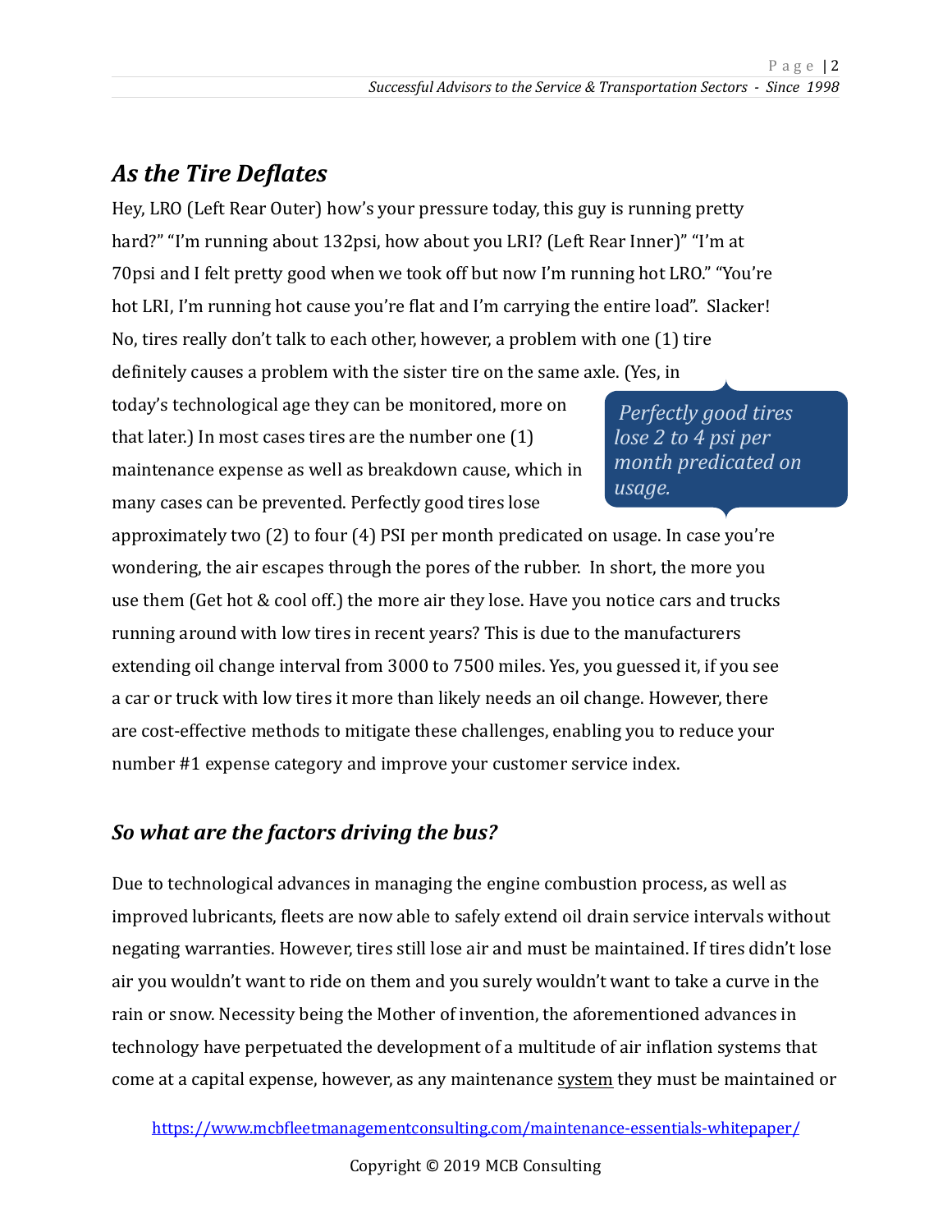## *As the Tire Deflates*

Hey, LRO (Left Rear Outer) how's your pressure today, this guy is running pretty hard?" "I'm running about 132psi, how about you LRI? (Left Rear Inner)" "I'm at 70psi and I felt pretty good when we took off but now I'm running hot LRO." "You're hot LRI, I'm running hot cause you're flat and I'm carrying the entire load". Slacker! No, tires really don't talk to each other, however, a problem with one (1) tire definitely causes a problem with the sister tire on the same axle. (Yes, in today's technological age they can be monitored, more on that later.) In most cases tires are the number one (1) maintenance expense as well as breakdown cause, which in many cases can be prevented. Perfectly good tires lose approximately two (2) to four (4) PSI per month predicated on usage. In case you're wondering, the air escapes through the pores of the rubber. In short, the more you use them (Get hot & cool off.) the more air they lose. Have you notice cars and trucks running around with low tires in recent years? This is due to the manufacturers extending oil change interval from 3000 to 7500 miles. Yes, you guessed it, if you see a car or truck with low tires it more than likely needs an oil change. However, there are cost-effective methods to mitigate these challenges, enabling you to reduce your number #1 expense category and improve your customer service index.

> *Perfectly good tires lose 2 to 4 psi per month predicated on usage.*

## *So what are the factors driving the bus?*

Due to technological advances in managing the engine combustion process, as well as improved lubricants, fleets are now able to safely extend oil drain service intervals without negating warranties. However, tires still lose air and must be maintained. If tires didn't lose air you wouldn't want to ride on them and you surely wouldn't want to take a curve in the rain or snow. Necessity being the Mother of invention, the aforementioned advances in technology have perpetuated the development of a multitude of air inflation systems that come at a capital expense, however, as any maintenance <u>system</u> they must be maintained or

https://www.mcbfleetmanagementconsulting.com/maintenance-essentials-whitepaper/

Copyright © 2019 MCB Consulting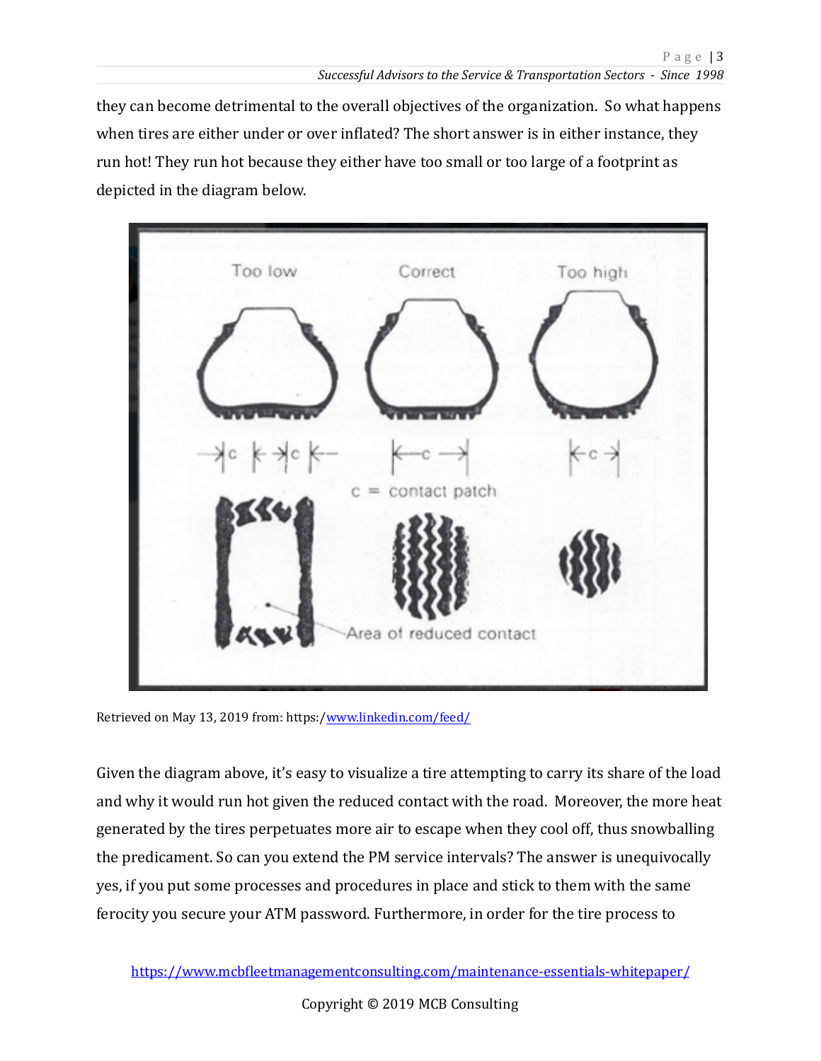they can become detrimental to the overall objectives of the organization. So what happens when tires are either under or over inflated? The short answer is in either instance, they run hot! They run hot because they either have too small or too large of a footprint as depicted in the diagram below.

Retrieved on May 13, 2019 from: https:/www.linkedin.com/feed/

Given the diagram above, it's easy to visualize a tire attempting to carry its share of the load and why it would run hot given the reduced contact with the road. Moreover, the more heat generated by the tires perpetuates more air to escape when they cool off, thus snowballing the predicament. So can you extend the PM service intervals? The answer is unequivocally yes, if you put some processes and procedures in place and stick to them with the same ferocity you secure your ATM password. Furthermore, in order for the tire process to

https://www.mcbfleetmanagementconsulting.com/maintenance-essentials-whitepaper/

Copyright © 2019 MCB Consulting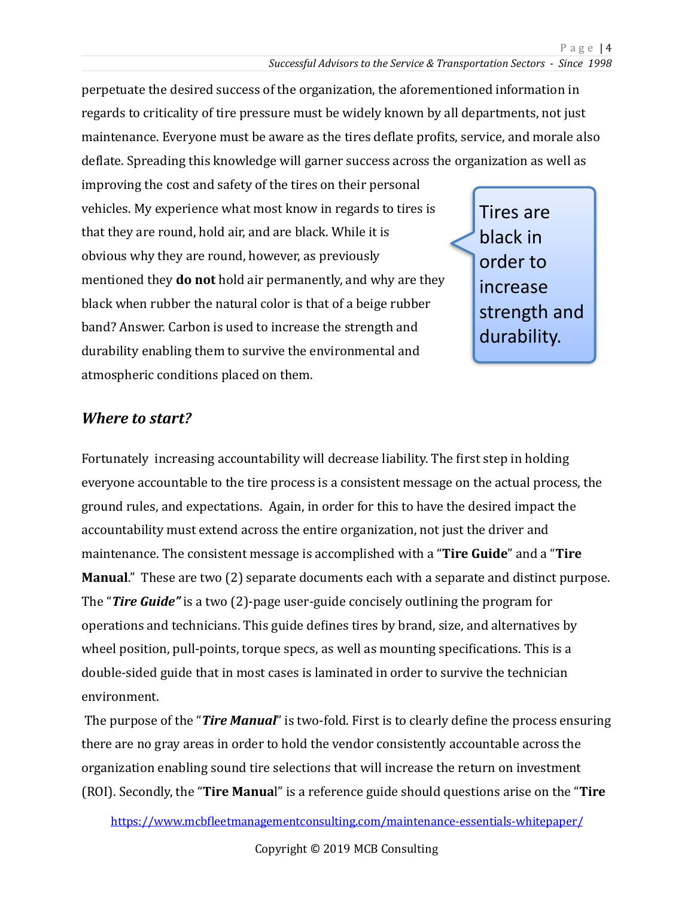perpetuate the desired success of the organization, the aforementioned information in regards to criticality of tire pressure must be widely known by all departments, not just maintenance. Everyone must be aware as the tires deflate profits, service, and morale also deflate. Spreading this knowledge will garner success across the organization as well as improving the cost and safety of the tires on their personal vehicles. My experience what most know in regards to tires is that they are round, hold air, and are black. While it is obvious why they are round, however, as previously mentioned they **do not** hold air permanently, and why are they black when rubber the natural color is that of a beige rubber band? Answer. Carbon is used to increase the strength and durability enabling them to survive the environmental and atmospheric conditions placed on them.

> Tires are black in order to increase strength and durability.

## *Where to start?*

Fortunately increasing accountability will decrease liability. The first step in holding everyone accountable to the tire process is a consistent message on the actual process, the ground rules, and expectations. Again, in order for this to have the desired impact the accountability must extend across the entire organization, not just the driver and maintenance. The consistent message is accomplished with a "**Tire Guide**" and a "**Tire Manual**." These are two (2) separate documents each with a separate and distinct purpose. The "***Tire Guide"*** is a two (2)-page user-guide concisely outlining the program for operations and technicians. This guide defines tires by brand, size, and alternatives by wheel position, pull-points, torque specs, as well as mounting specifications. This is a double-sided guide that in most cases is laminated in order to survive the technician environment.

The purpose of the "***Tire Manual***" is two-fold. First is to clearly define the process ensuring there are no gray areas in order to hold the vendor consistently accountable across the organization enabling sound tire selections that will increase the return on investment (ROI). Secondly, the "**Tire Manua**l" is a reference guide should questions arise on the "**Tire**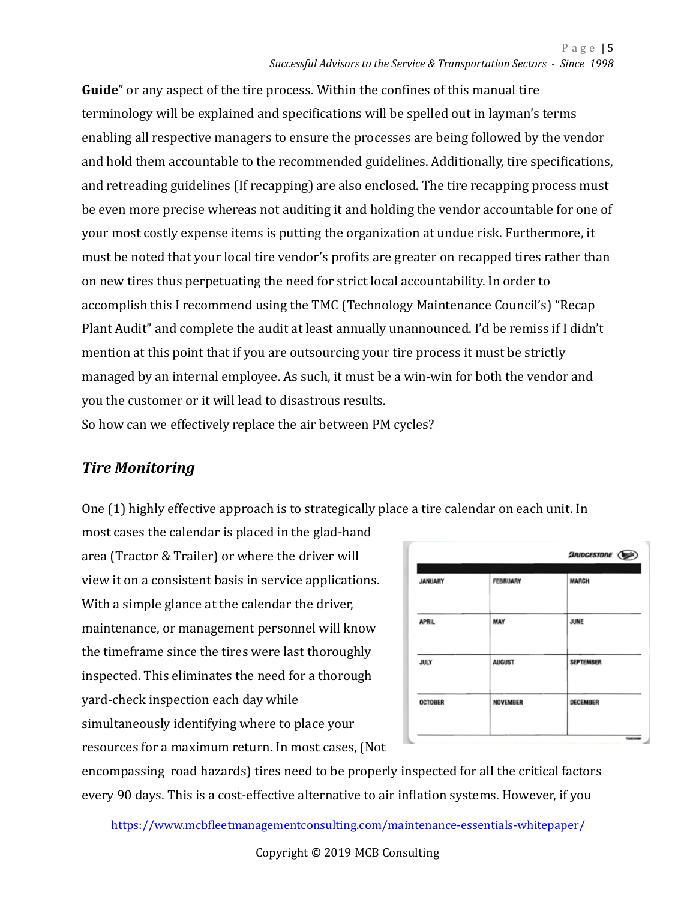**Guide**” or any aspect of the tire process. Within the confines of this manual tire terminology will be explained and specifications will be spelled out in layman’s terms enabling all respective managers to ensure the processes are being followed by the vendor and hold them accountable to the recommended guidelines. Additionally, tire specifications, and retreading guidelines (If recapping) are also enclosed. The tire recapping process must be even more precise whereas not auditing it and holding the vendor accountable for one of your most costly expense items is putting the organization at undue risk. Furthermore, it must be noted that your local tire vendor’s profits are greater on recapped tires rather than on new tires thus perpetuating the need for strict local accountability. In order to accomplish this I recommend using the TMC (Technology Maintenance Council’s) “Recap Plant Audit” and complete the audit at least annually unannounced. I’d be remiss if I didn’t mention at this point that if you are outsourcing your tire process it must be strictly managed by an internal employee. As such, it must be a win-win for both the vendor and you the customer or it will lead to disastrous results.

So how can we effectively replace the air between PM cycles?

## *Tire Monitoring*

One (1) highly effective approach is to strategically place a tire calendar on each unit. In most cases the calendar is placed in the glad-hand area (Tractor & Trailer) or where the driver will view it on a consistent basis in service applications. With a simple glance at the calendar the driver, maintenance, or management personnel will know the timeframe since the tires were last thoroughly inspected. This eliminates the need for a thorough yard-check inspection each day while simultaneously identifying where to place your resources for a maximum return. In most cases, (Not encompassing road hazards) tires need to be properly inspected for all the critical factors every 90 days. This is a cost-effective alternative to air inflation systems. However, if you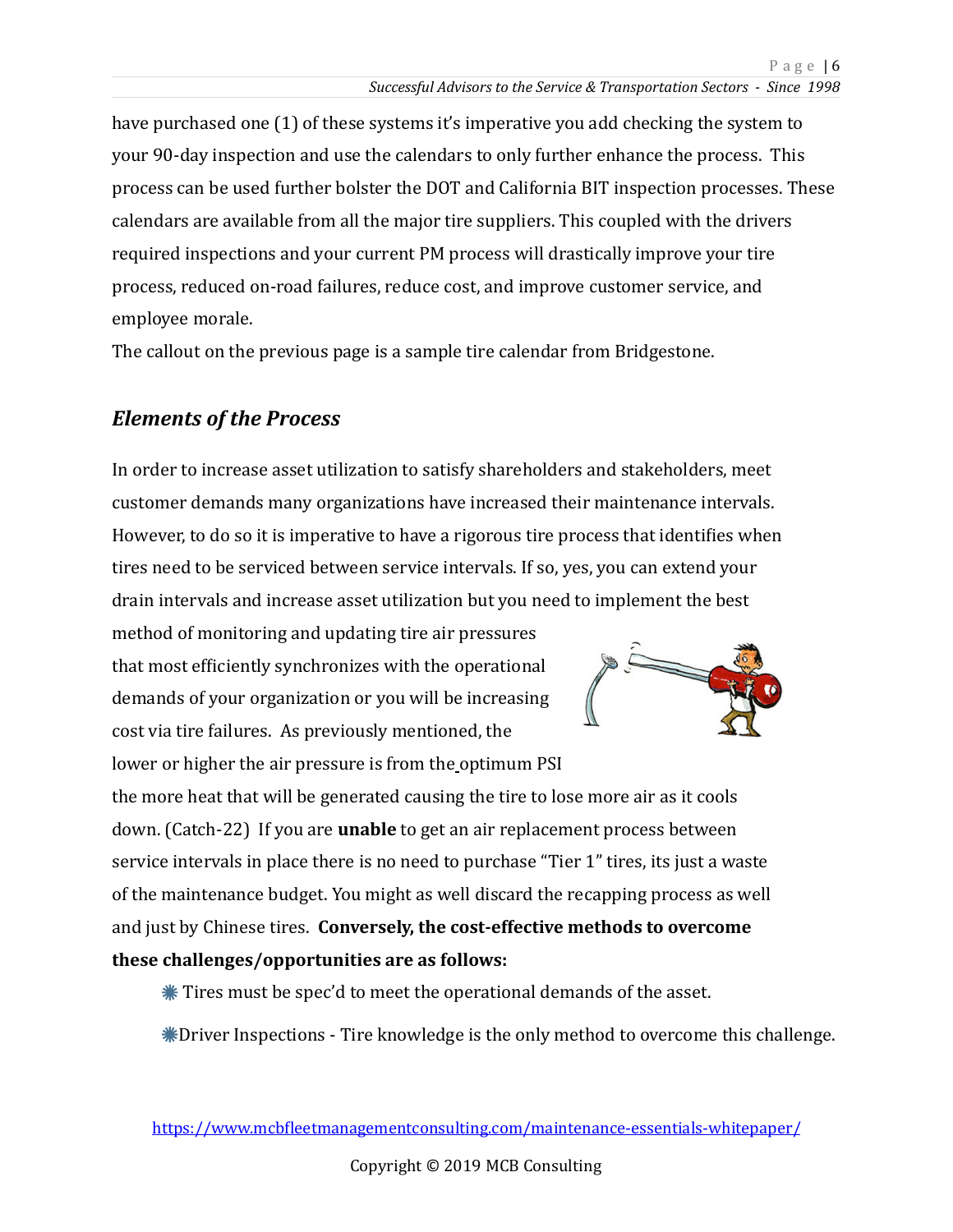have purchased one (1) of these systems it's imperative you add checking the system to your 90-day inspection and use the calendars to only further enhance the process. This process can be used further bolster the DOT and California BIT inspection processes. These calendars are available from all the major tire suppliers. This coupled with the drivers required inspections and your current PM process will drastically improve your tire process, reduced on-road failures, reduce cost, and improve customer service, and employee morale.

The callout on the previous page is a sample tire calendar from Bridgestone.

## *Elements of the Process*

In order to increase asset utilization to satisfy shareholders and stakeholders, meet customer demands many organizations have increased their maintenance intervals. However, to do so it is imperative to have a rigorous tire process that identifies when tires need to be serviced between service intervals. If so, yes, you can extend your drain intervals and increase asset utilization but you need to implement the best method of monitoring and updating tire air pressures that most efficiently synchronizes with the operational demands of your organization or you will be increasing cost via tire failures. As previously mentioned, the lower or higher the air pressure is from the optimum PSI the more heat that will be generated causing the tire to lose more air as it cools down. (Catch-22) If you are **unable** to get an air replacement process between service intervals in place there is no need to purchase "Tier 1" tires, its just a waste of the maintenance budget. You might as well discard the recapping process as well and just by Chinese tires. **Conversely, the cost-effective methods to overcome these challenges/opportunities are as follows:**

- Tires must be spec'd to meet the operational demands of the asset.
- Driver Inspections - Tire knowledge is the only method to overcome this challenge.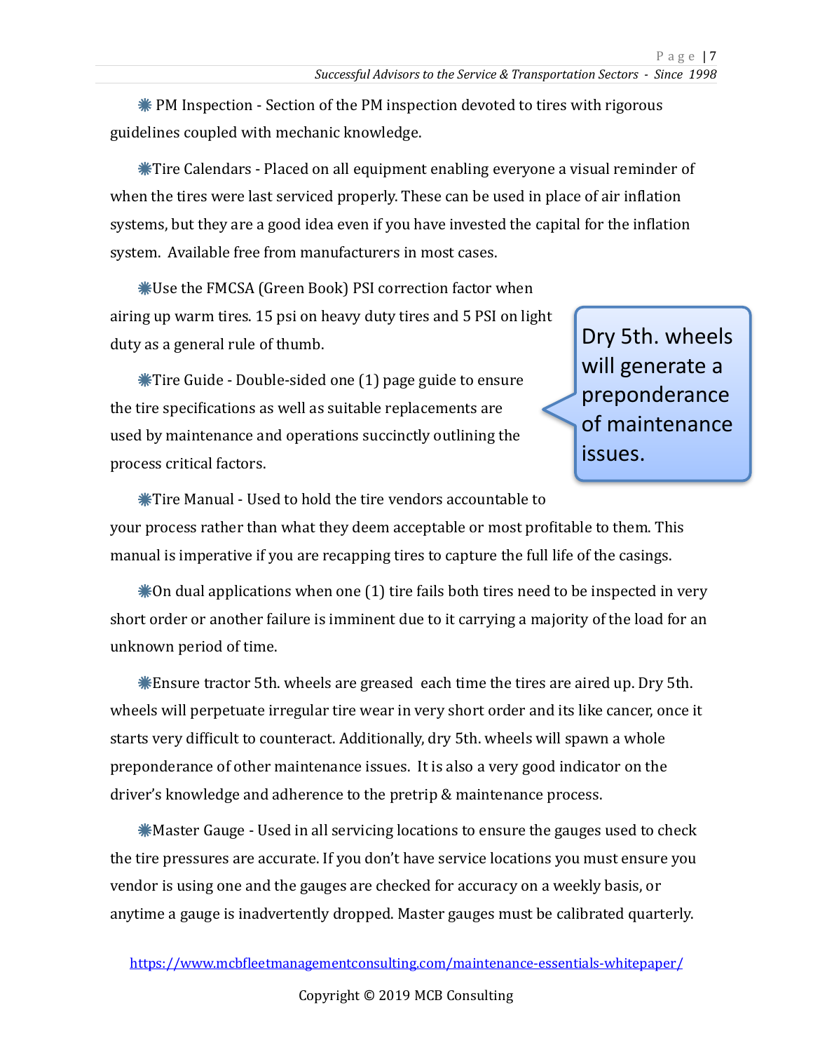❋ PM Inspection - Section of the PM inspection devoted to tires with rigorous guidelines coupled with mechanic knowledge.

❋Tire Calendars - Placed on all equipment enabling everyone a visual reminder of when the tires were last serviced properly. These can be used in place of air inflation systems, but they are a good idea even if you have invested the capital for the inflation system. Available free from manufacturers in most cases.

❋Use the FMCSA (Green Book) PSI correction factor when airing up warm tires. 15 psi on heavy duty tires and 5 PSI on light duty as a general rule of thumb.

> Dry 5th. wheels will generate a preponderance of maintenance issues.

❋Tire Guide - Double-sided one (1) page guide to ensure the tire specifications as well as suitable replacements are used by maintenance and operations succinctly outlining the process critical factors.

❋Tire Manual - Used to hold the tire vendors accountable to your process rather than what they deem acceptable or most profitable to them. This manual is imperative if you are recapping tires to capture the full life of the casings.

❋On dual applications when one (1) tire fails both tires need to be inspected in very short order or another failure is imminent due to it carrying a majority of the load for an unknown period of time.

❋Ensure tractor 5th. wheels are greased each time the tires are aired up. Dry 5th. wheels will perpetuate irregular tire wear in very short order and its like cancer, once it starts very difficult to counteract. Additionally, dry 5th. wheels will spawn a whole preponderance of other maintenance issues. It is also a very good indicator on the driver's knowledge and adherence to the pretrip & maintenance process.

❋Master Gauge - Used in all servicing locations to ensure the gauges used to check the tire pressures are accurate. If you don't have service locations you must ensure you vendor is using one and the gauges are checked for accuracy on a weekly basis, or anytime a gauge is inadvertently dropped. Master gauges must be calibrated quarterly.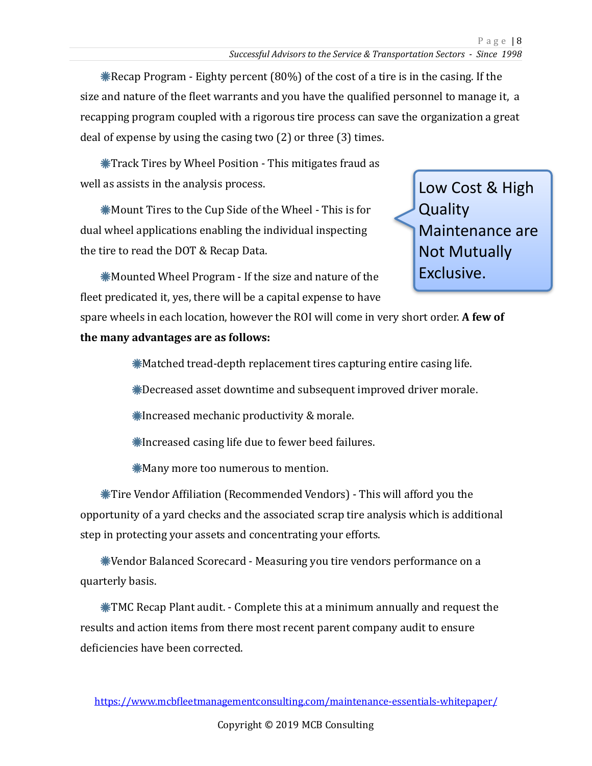❋Recap Program - Eighty percent (80%) of the cost of a tire is in the casing. If the size and nature of the fleet warrants and you have the qualified personnel to manage it, a recapping program coupled with a rigorous tire process can save the organization a great deal of expense by using the casing two (2) or three (3) times.

❋Track Tires by Wheel Position - This mitigates fraud as well as assists in the analysis process.

Low Cost & High Quality Maintenance are Not Mutually Exclusive.

❋Mount Tires to the Cup Side of the Wheel - This is for dual wheel applications enabling the individual inspecting the tire to read the DOT & Recap Data.

❋Mounted Wheel Program - If the size and nature of the fleet predicated it, yes, there will be a capital expense to have spare wheels in each location, however the ROI will come in very short order. **A few of the many advantages are as follows:**

- ❋Matched tread-depth replacement tires capturing entire casing life.
- ❋Decreased asset downtime and subsequent improved driver morale.
- ❋Increased mechanic productivity & morale.
- ❋Increased casing life due to fewer beed failures.
- ❋Many more too numerous to mention.

❋Tire Vendor Affiliation (Recommended Vendors) - This will afford you the opportunity of a yard checks and the associated scrap tire analysis which is additional step in protecting your assets and concentrating your efforts.

❋Vendor Balanced Scorecard - Measuring you tire vendors performance on a quarterly basis.

❋TMC Recap Plant audit. - Complete this at a minimum annually and request the results and action items from there most recent parent company audit to ensure deficiencies have been corrected.

https://www.mcbfleetmanagementconsulting.com/maintenance-essentials-whitepaper/

Copyright © 2019 MCB Consulting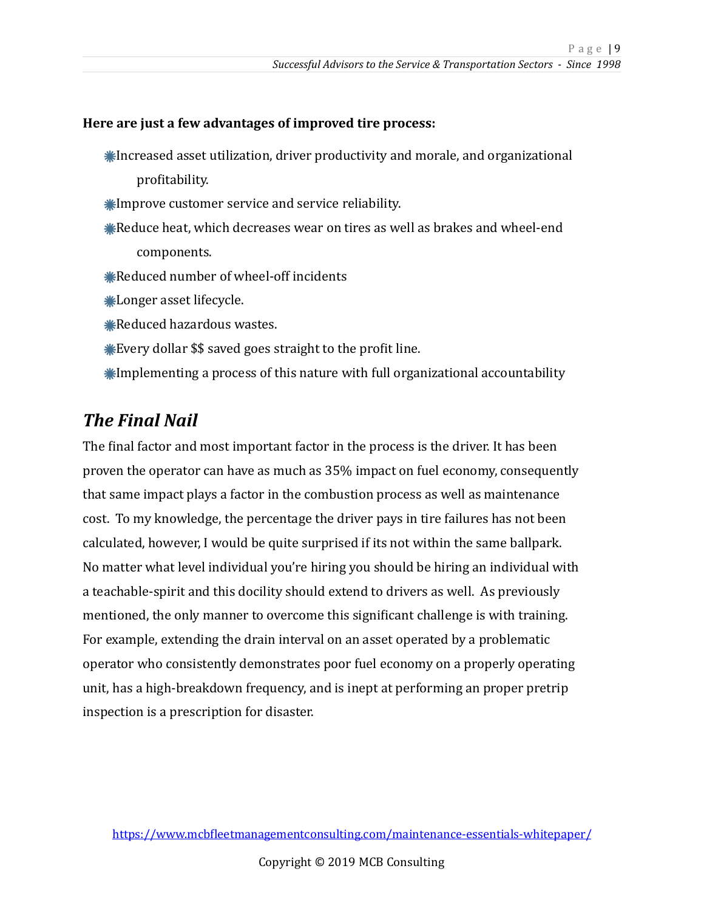**Here are just a few advantages of improved tire process:**

- Increased asset utilization, driver productivity and morale, and organizational profitability.
- Improve customer service and service reliability.
- Reduce heat, which decreases wear on tires as well as brakes and wheel-end components.
- Reduced number of wheel-off incidents
- Longer asset lifecycle.
- Reduced hazardous wastes.
- Every dollar $$ saved goes straight to the profit line.
- Implementing a process of this nature with full organizational accountability

## *The Final Nail*

The final factor and most important factor in the process is the driver. It has been proven the operator can have as much as 35% impact on fuel economy, consequently that same impact plays a factor in the combustion process as well as maintenance cost. To my knowledge, the percentage the driver pays in tire failures has not been calculated, however, I would be quite surprised if its not within the same ballpark. No matter what level individual you're hiring you should be hiring an individual with a teachable-spirit and this docility should extend to drivers as well. As previously mentioned, the only manner to overcome this significant challenge is with training. For example, extending the drain interval on an asset operated by a problematic operator who consistently demonstrates poor fuel economy on a properly operating unit, has a high-breakdown frequency, and is inept at performing an proper pretrip inspection is a prescription for disaster.

https://www.mcbfleetmanagementconsulting.com/maintenance-essentials-whitepaper/

Copyright © 2019 MCB Consulting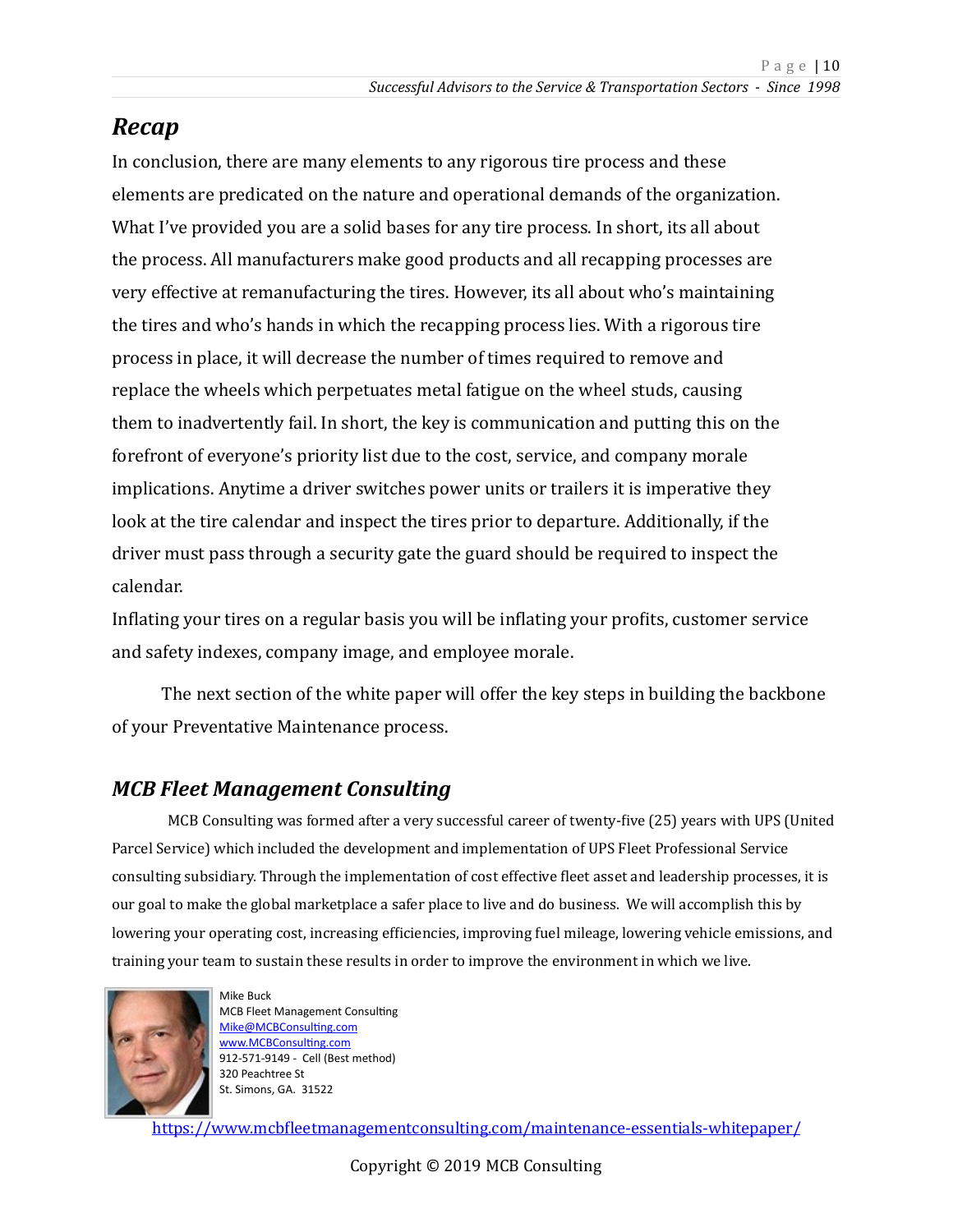## *Recap*

In conclusion, there are many elements to any rigorous tire process and these elements are predicated on the nature and operational demands of the organization. What I've provided you are a solid bases for any tire process. In short, its all about the process. All manufacturers make good products and all recapping processes are very effective at remanufacturing the tires. However, its all about who's maintaining the tires and who's hands in which the recapping process lies. With a rigorous tire process in place, it will decrease the number of times required to remove and replace the wheels which perpetuates metal fatigue on the wheel studs, causing them to inadvertently fail. In short, the key is communication and putting this on the forefront of everyone's priority list due to the cost, service, and company morale implications. Anytime a driver switches power units or trailers it is imperative they look at the tire calendar and inspect the tires prior to departure. Additionally, if the driver must pass through a security gate the guard should be required to inspect the calendar.

Inflating your tires on a regular basis you will be inflating your profits, customer service and safety indexes, company image, and employee morale.

The next section of the white paper will offer the key steps in building the backbone of your Preventative Maintenance process.

## *MCB Fleet Management Consulting*

MCB Consulting was formed after a very successful career of twenty-five (25) years with UPS (United Parcel Service) which included the development and implementation of UPS Fleet Professional Service consulting subsidiary. Through the implementation of cost effective fleet asset and leadership processes, it is our goal to make the global marketplace a safer place to live and do business. We will accomplish this by lowering your operating cost, increasing efficiencies, improving fuel mileage, lowering vehicle emissions, and training your team to sustain these results in order to improve the environment in which we live.

Mike Buck
MCB Fleet Management Consulting
Mike@MCBConsulting.com
www.MCBConsulting.com
912-571-9149 - Cell (Best method)
320 Peachtree St
St. Simons, GA. 31522

https://www.mcbfleetmanagementconsulting.com/maintenance-essentials-whitepaper/

Copyright © 2019 MCB Consulting